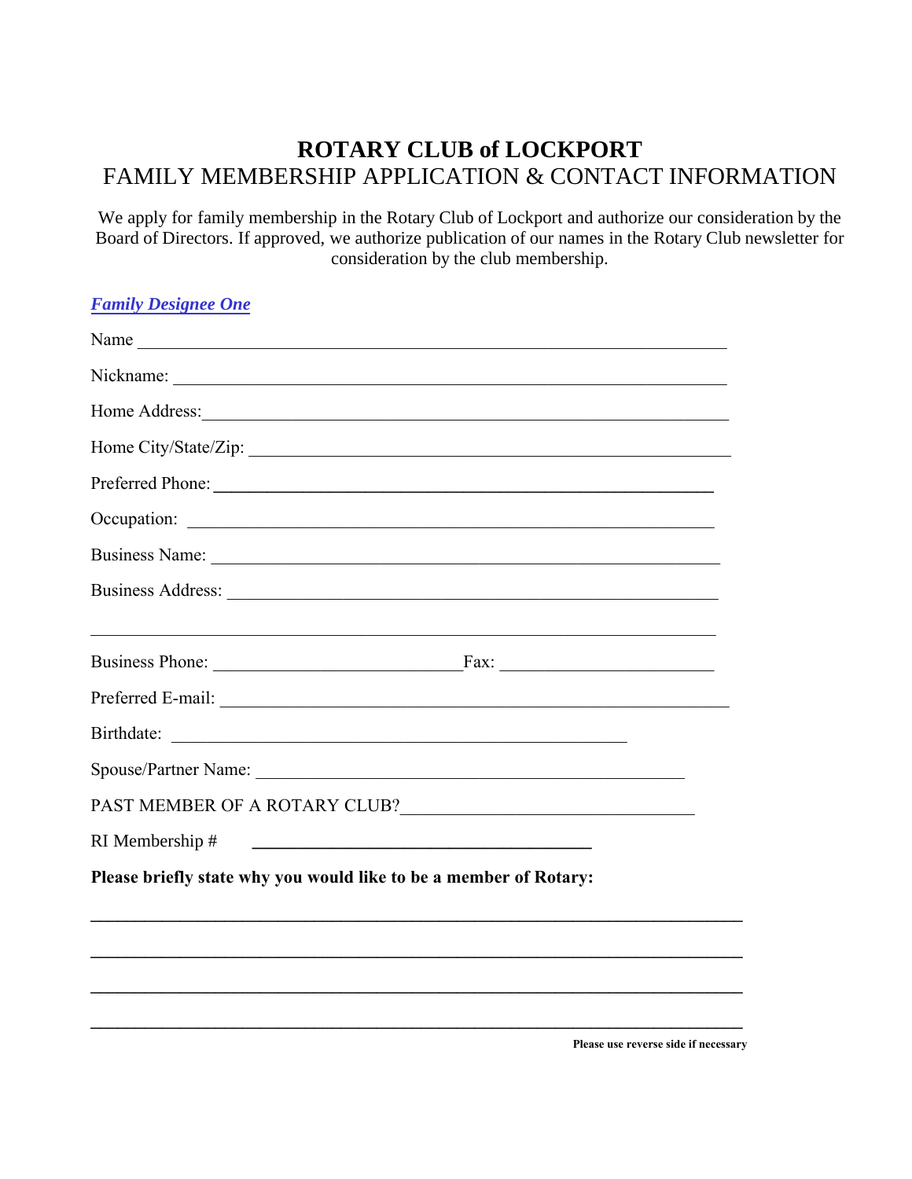# **ROTARY CLUB of LOCKPORT**

## FAMILY MEMBERSHIP APPLICATION & CONTACT INFORMATION

We apply for family membership in the Rotary Club of Lockport and authorize our consideration by the Board of Directors. If approved, we authorize publication of our names in the Rotary Club newsletter for consideration by the club membership.

***Family Designee One***

Name ___________________________________________________________________

Nickname: _______________________________________________________________

Home Address:____________________________________________________________

Home City/State/Zip: ______________________________________________________

Preferred Phone: __________________________________________________________

Occupation: _____________________________________________________________

Business Name: ___________________________________________________________

Business Address: _________________________________________________________

_______________________________________________________________________

Business Phone: ____________________________Fax: ___________________________

Preferred E-mail: __________________________________________________________

Birthdate: _______________________________________________________

Spouse/Partner Name: ___________________________________________________

PAST MEMBER OF A ROTARY CLUB?________________________________

RI Membership # ______________________________________

**Please briefly state why you would like to be a member of Rotary:**

_______________________________________________________________________

_______________________________________________________________________

_______________________________________________________________________

_______________________________________________________________________

**Please use reverse side if necessary**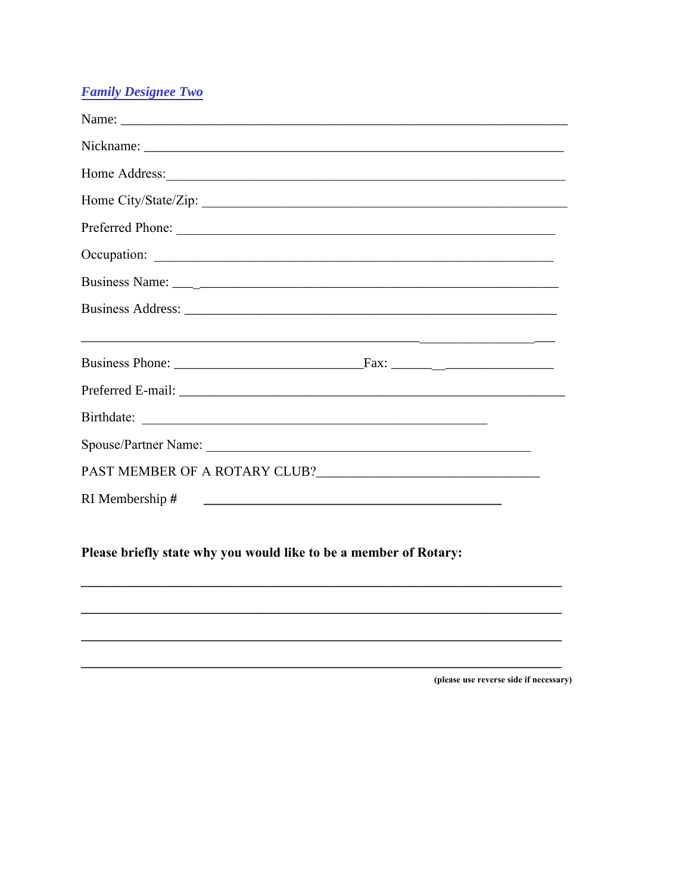***Family Designee Two***

Name: ___________________________________________________________________

Nickname: ______________________________________________________________

Home Address:____________________________________________________________

Home City/State/Zip: _____________________________________________________

Preferred Phone: _________________________________________________________

Occupation: _____________________________________________________________

Business Name: ___________________________________________________________

Business Address: ________________________________________________________

_____________________________________________________________________________

Business Phone: ____________________________Fax: _________________________

Preferred E-mail: _________________________________________________________

Birthdate: ____________________________________________________

Spouse/Partner Name: ____________________________________________________

PAST MEMBER OF A ROTARY CLUB?______________________________________

RI Membership # ___________________________________________

**Please briefly state why you would like to be a member of Rotary:**

_____________________________________________________________________________

_____________________________________________________________________________

_____________________________________________________________________________

_____________________________________________________________________________

**(please use reverse side if necessary)**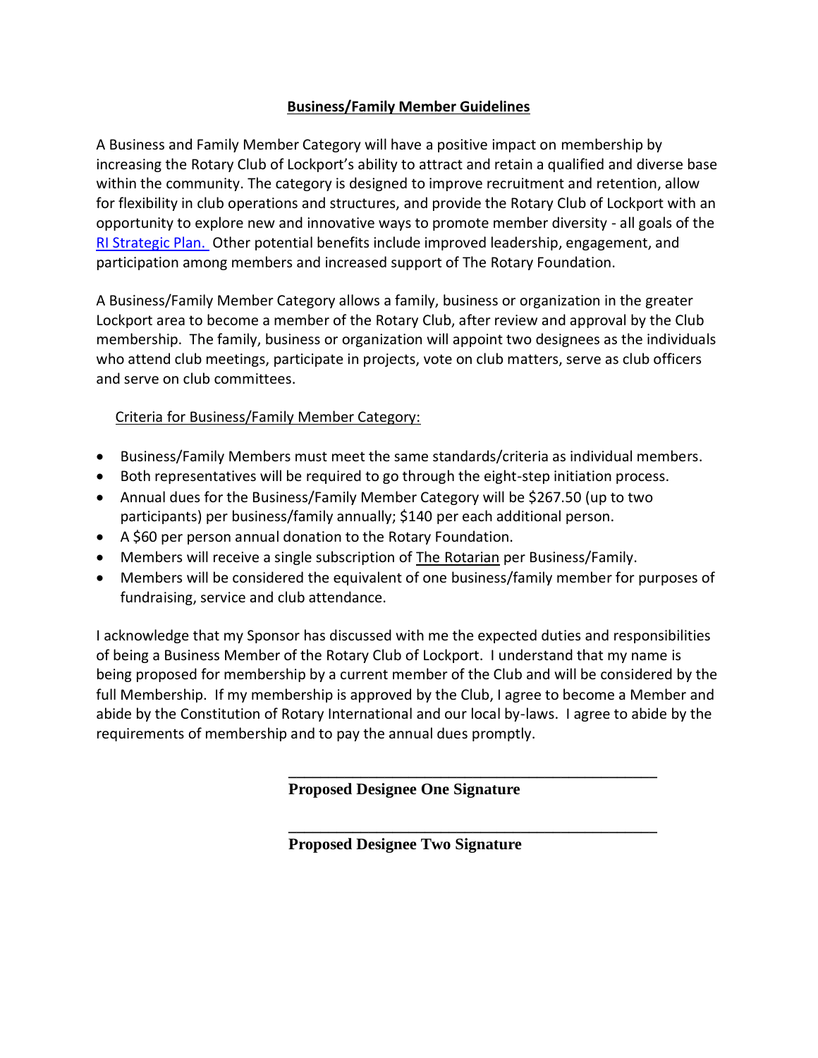## Business/Family Member Guidelines

A Business and Family Member Category will have a positive impact on membership by increasing the Rotary Club of Lockport's ability to attract and retain a qualified and diverse base within the community. The category is designed to improve recruitment and retention, allow for flexibility in club operations and structures, and provide the Rotary Club of Lockport with an opportunity to explore new and innovative ways to promote member diversity - all goals of the RI Strategic Plan. Other potential benefits include improved leadership, engagement, and participation among members and increased support of The Rotary Foundation.

A Business/Family Member Category allows a family, business or organization in the greater Lockport area to become a member of the Rotary Club, after review and approval by the Club membership. The family, business or organization will appoint two designees as the individuals who attend club meetings, participate in projects, vote on club matters, serve as club officers and serve on club committees.

Criteria for Business/Family Member Category:

- Business/Family Members must meet the same standards/criteria as individual members.
- Both representatives will be required to go through the eight-step initiation process.
- Annual dues for the Business/Family Member Category will be $267.50 (up to two participants) per business/family annually; $140 per each additional person.
- A $60 per person annual donation to the Rotary Foundation.
- Members will receive a single subscription of The Rotarian per Business/Family.
- Members will be considered the equivalent of one business/family member for purposes of fundraising, service and club attendance.

I acknowledge that my Sponsor has discussed with me the expected duties and responsibilities of being a Business Member of the Rotary Club of Lockport. I understand that my name is being proposed for membership by a current member of the Club and will be considered by the full Membership. If my membership is approved by the Club, I agree to become a Member and abide by the Constitution of Rotary International and our local by-laws. I agree to abide by the requirements of membership and to pay the annual dues promptly.

_______________________________________________

**Proposed Designee One Signature**

_______________________________________________

**Proposed Designee Two Signature**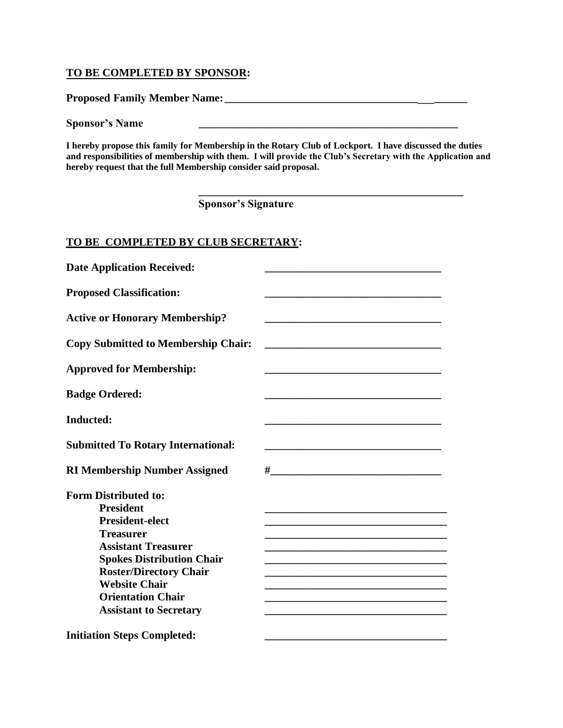**<u>TO BE COMPLETED BY SPONSOR</u>:**

**Proposed Family Member Name:** ______________________________________________

**Sponsor's Name** ______________________________________________

**I hereby propose this family for Membership in the Rotary Club of Lockport. I have discussed the duties and responsibilities of membership with them. I will provide the Club's Secretary with the Application and hereby request that the full Membership consider said proposal.**

______________________________________________
**Sponsor's Signature**

**<u>TO BE COMPLETED BY CLUB SECRETARY</u>:**

**Date Application Received:** ________________________________

**Proposed Classification:** ________________________________

**Active or Honorary Membership?** ________________________________

**Copy Submitted to Membership Chair:** ________________________________

**Approved for Membership:** ________________________________

**Badge Ordered:** ________________________________

**Inducted:** ________________________________

**Submitted To Rotary International:** ________________________________

**RI Membership Number Assigned** #________________________________

**Form Distributed to:**

- **President** ________________________________
- **President-elect** ________________________________
- **Treasurer** ________________________________
- **Assistant Treasurer** ________________________________
- **Spokes Distribution Chair** ________________________________
- **Roster/Directory Chair** ________________________________
- **Website Chair** ________________________________
- **Orientation Chair** ________________________________
- **Assistant to Secretary** ________________________________

**Initiation Steps Completed:** ________________________________